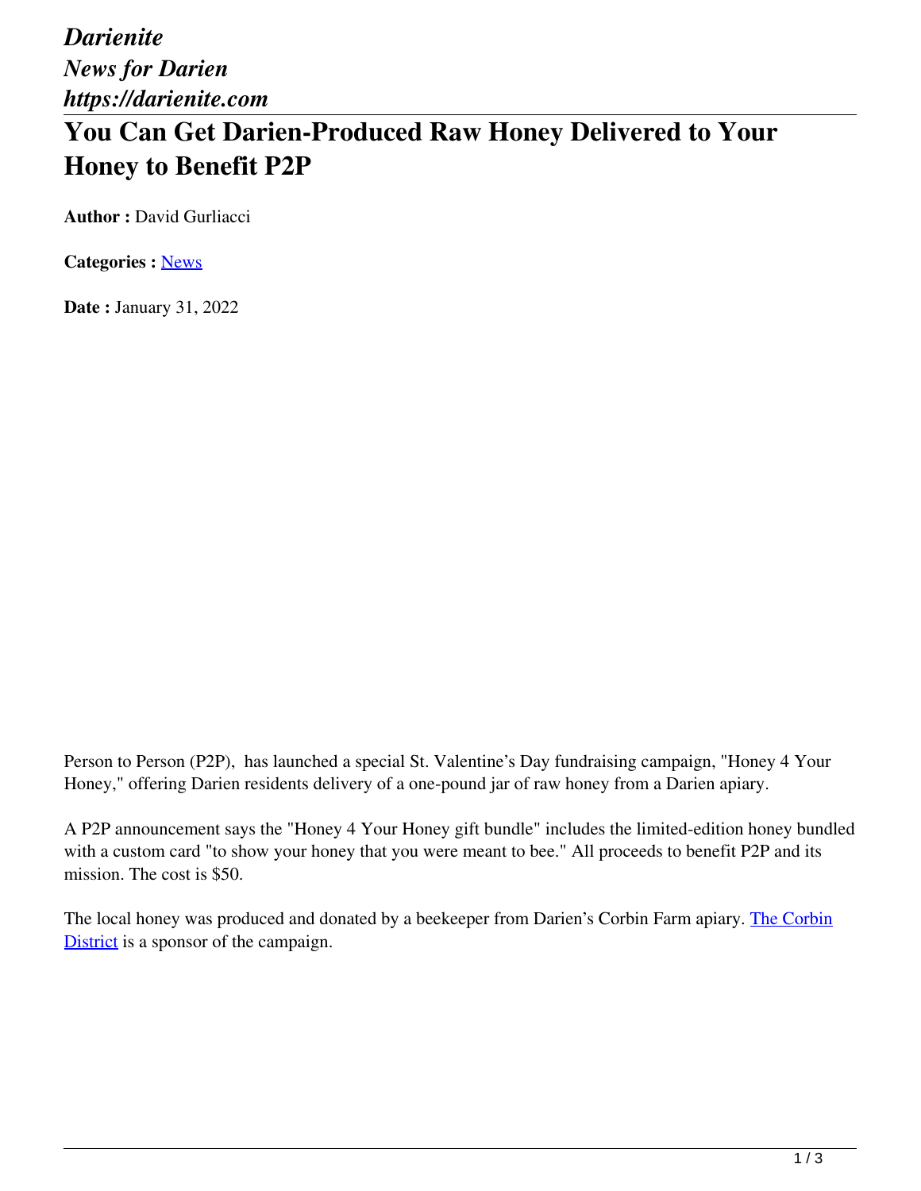*Darienite*
*News for Darien*
*https://darienite.com*

# You Can Get Darien-Produced Raw Honey Delivered to Your Honey to Benefit P2P

**Author :** David Gurliacci

**Categories :** News

**Date :** January 31, 2022

Person to Person (P2P), has launched a special St. Valentine's Day fundraising campaign, "Honey 4 Your Honey," offering Darien residents delivery of a one-pound jar of raw honey from a Darien apiary.

A P2P announcement says the "Honey 4 Your Honey gift bundle" includes the limited-edition honey bundled with a custom card "to show your honey that you were meant to bee." All proceeds to benefit P2P and its mission. The cost is $50.

The local honey was produced and donated by a beekeeper from Darien's Corbin Farm apiary. The Corbin District is a sponsor of the campaign.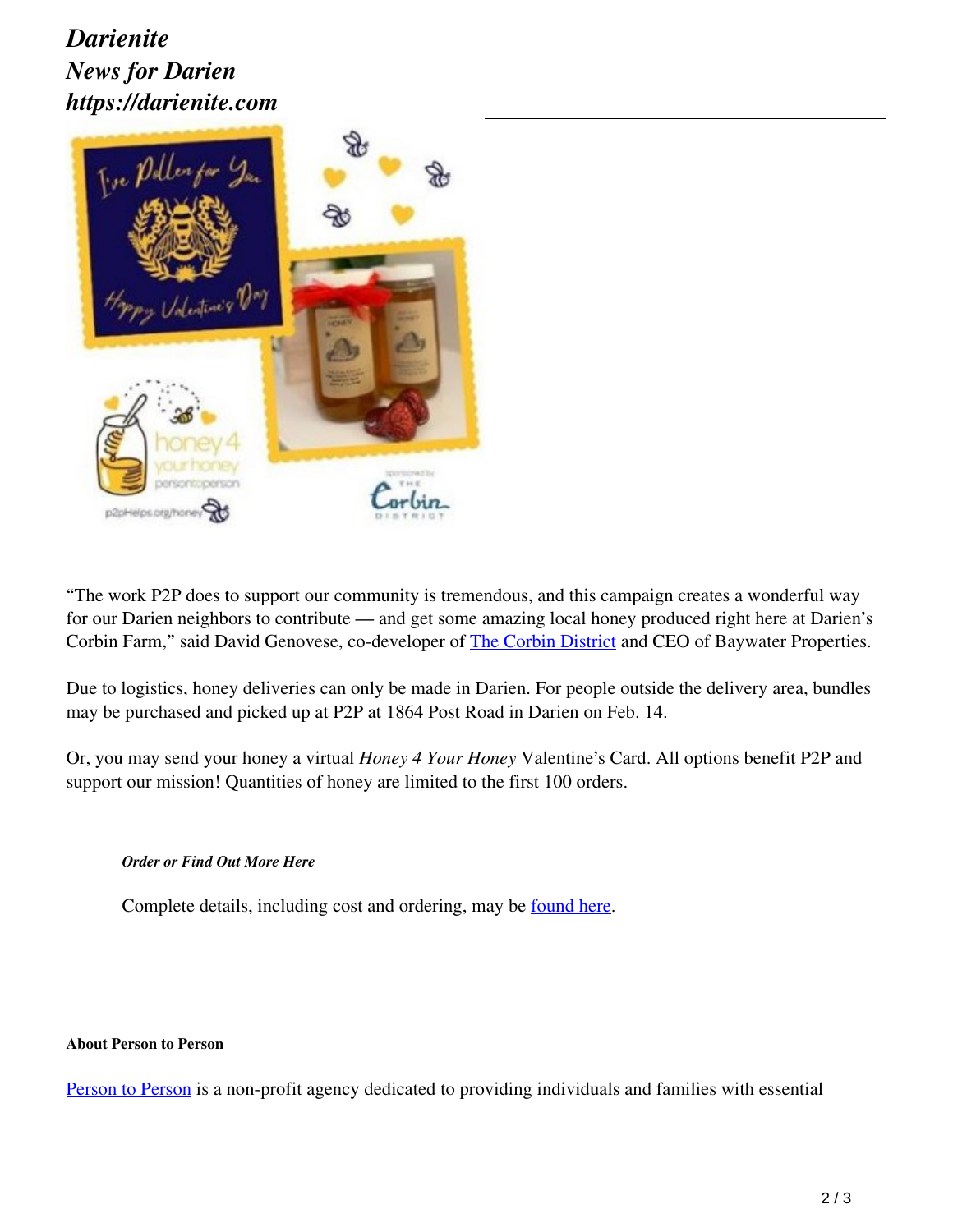“The work P2P does to support our community is tremendous, and this campaign creates a wonderful way for our Darien neighbors to contribute — and get some amazing local honey produced right here at Darien’s Corbin Farm,” said David Genovese, co-developer of [The Corbin District]() and CEO of Baywater Properties.

Due to logistics, honey deliveries can only be made in Darien. For people outside the delivery area, bundles may be purchased and picked up at P2P at 1864 Post Road in Darien on Feb. 14.

Or, you may send your honey a virtual *Honey 4 Your Honey* Valentine’s Card. All options benefit P2P and support our mission! Quantities of honey are limited to the first 100 orders.

***Order or Find Out More Here***

Complete details, including cost and ordering, may be [found here]().

**About Person to Person**

[Person to Person]() is a non-profit agency dedicated to providing individuals and families with essential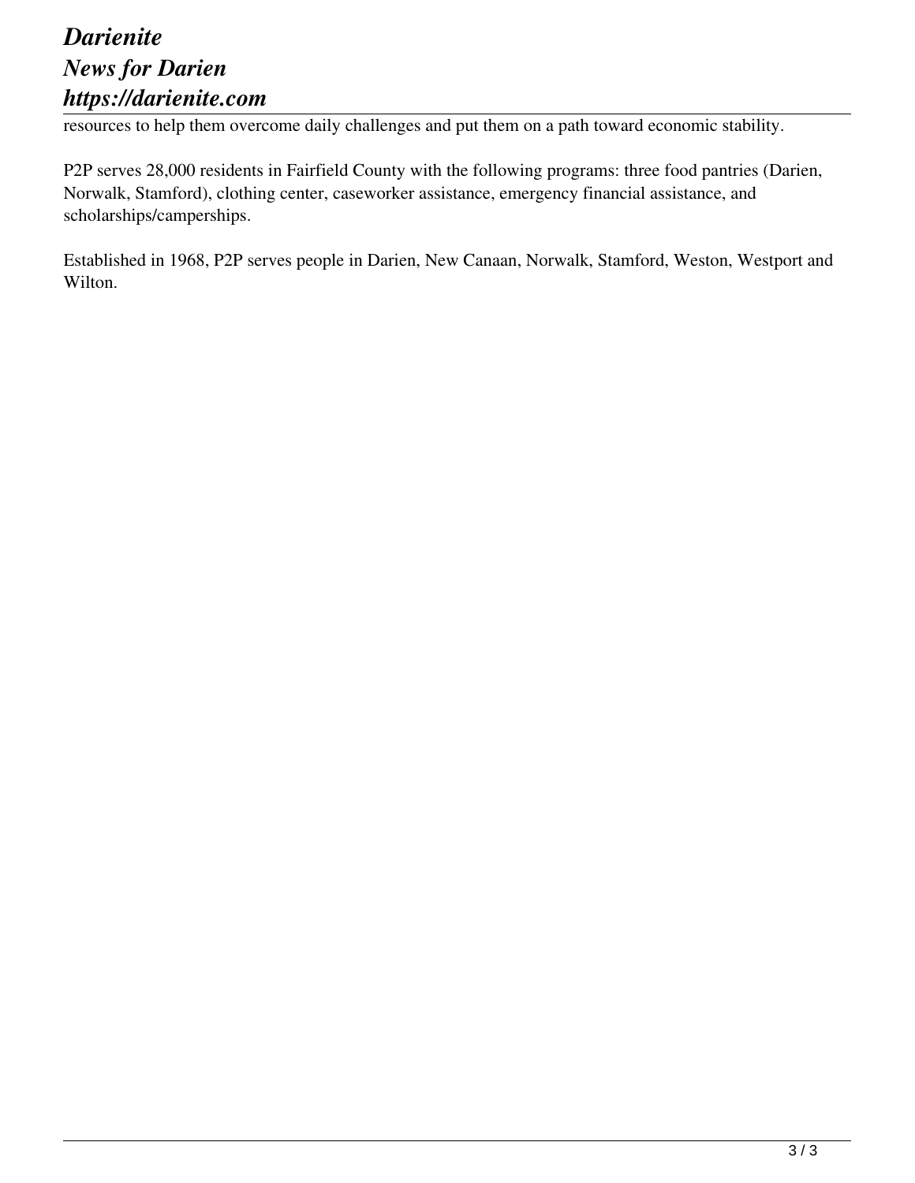resources to help them overcome daily challenges and put them on a path toward economic stability.

P2P serves 28,000 residents in Fairfield County with the following programs: three food pantries (Darien, Norwalk, Stamford), clothing center, caseworker assistance, emergency financial assistance, and scholarships/camperships.

Established in 1968, P2P serves people in Darien, New Canaan, Norwalk, Stamford, Weston, Westport and Wilton.